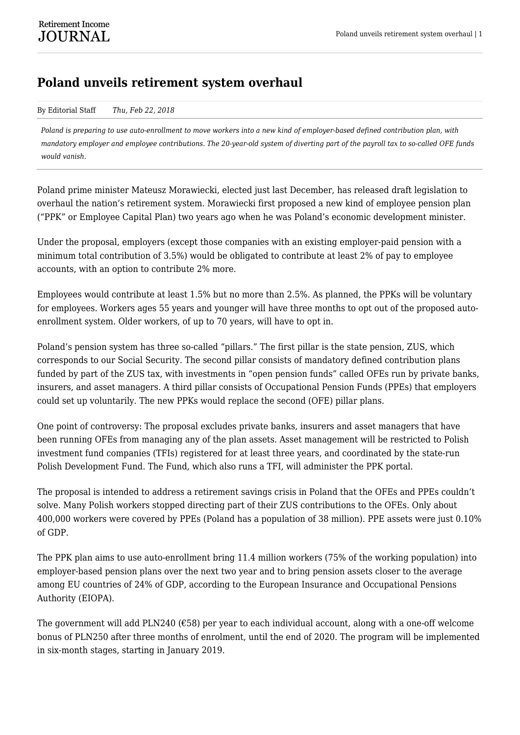# Poland unveils retirement system overhaul

By Editorial Staff *Thu, Feb 22, 2018*

*Poland is preparing to use auto-enrollment to move workers into a new kind of employer-based defined contribution plan, with mandatory employer and employee contributions. The 20-year-old system of diverting part of the payroll tax to so-called OFE funds would vanish.*

Poland prime minister Mateusz Morawiecki, elected just last December, has released draft legislation to overhaul the nation's retirement system. Morawiecki first proposed a new kind of employee pension plan ("PPK" or Employee Capital Plan) two years ago when he was Poland's economic development minister.

Under the proposal, employers (except those companies with an existing employer-paid pension with a minimum total contribution of 3.5%) would be obligated to contribute at least 2% of pay to employee accounts, with an option to contribute 2% more.

Employees would contribute at least 1.5% but no more than 2.5%. As planned, the PPKs will be voluntary for employees. Workers ages 55 years and younger will have three months to opt out of the proposed auto-enrollment system. Older workers, of up to 70 years, will have to opt in.

Poland's pension system has three so-called "pillars." The first pillar is the state pension, ZUS, which corresponds to our Social Security. The second pillar consists of mandatory defined contribution plans funded by part of the ZUS tax, with investments in "open pension funds" called OFEs run by private banks, insurers, and asset managers. A third pillar consists of Occupational Pension Funds (PPEs) that employers could set up voluntarily. The new PPKs would replace the second (OFE) pillar plans.

One point of controversy: The proposal excludes private banks, insurers and asset managers that have been running OFEs from managing any of the plan assets. Asset management will be restricted to Polish investment fund companies (TFIs) registered for at least three years, and coordinated by the state-run Polish Development Fund. The Fund, which also runs a TFI, will administer the PPK portal.

The proposal is intended to address a retirement savings crisis in Poland that the OFEs and PPEs couldn't solve. Many Polish workers stopped directing part of their ZUS contributions to the OFEs. Only about 400,000 workers were covered by PPEs (Poland has a population of 38 million). PPE assets were just 0.10% of GDP.

The PPK plan aims to use auto-enrollment bring 11.4 million workers (75% of the working population) into employer-based pension plans over the next two year and to bring pension assets closer to the average among EU countries of 24% of GDP, according to the European Insurance and Occupational Pensions Authority (EIOPA).

The government will add PLN240 (€58) per year to each individual account, along with a one-off welcome bonus of PLN250 after three months of enrolment, until the end of 2020. The program will be implemented in six-month stages, starting in January 2019.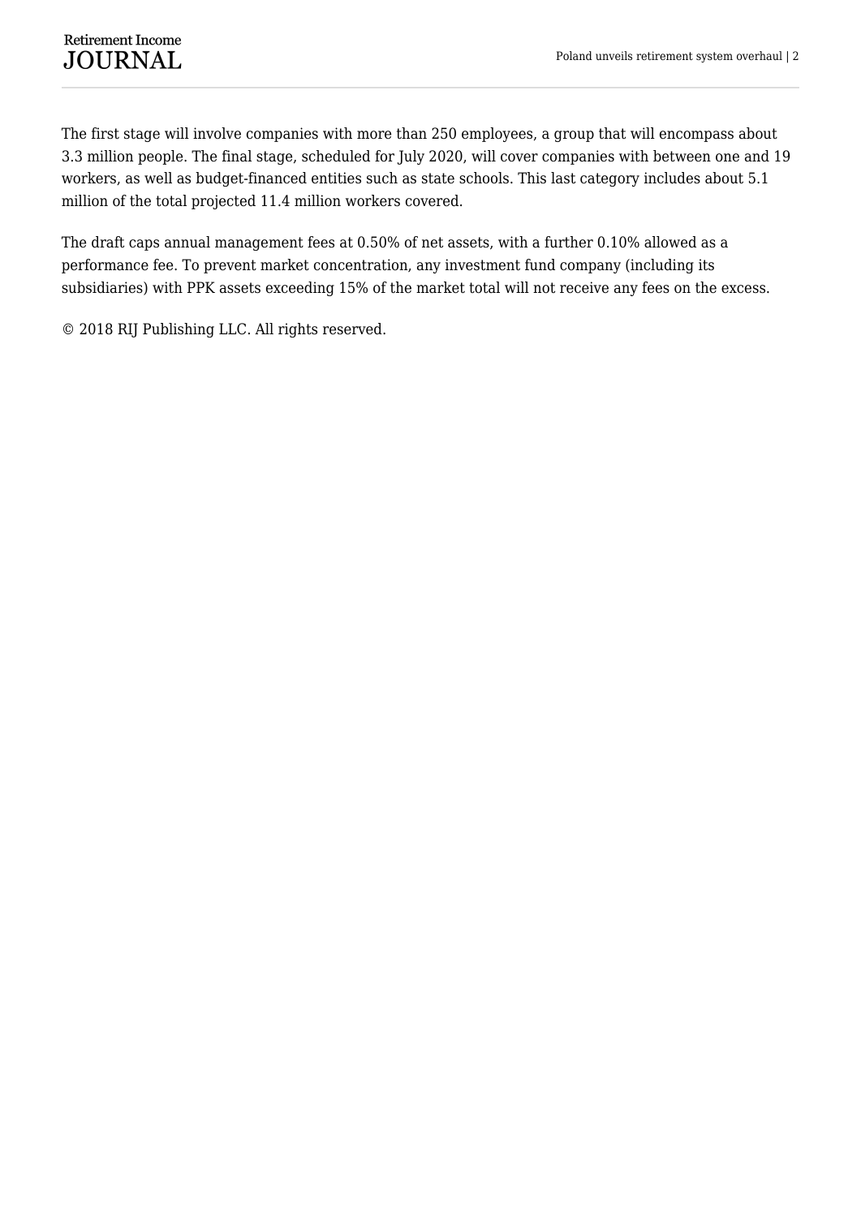The first stage will involve companies with more than 250 employees, a group that will encompass about 3.3 million people. The final stage, scheduled for July 2020, will cover companies with between one and 19 workers, as well as budget-financed entities such as state schools. This last category includes about 5.1 million of the total projected 11.4 million workers covered.

The draft caps annual management fees at 0.50% of net assets, with a further 0.10% allowed as a performance fee. To prevent market concentration, any investment fund company (including its subsidiaries) with PPK assets exceeding 15% of the market total will not receive any fees on the excess.

© 2018 RIJ Publishing LLC. All rights reserved.